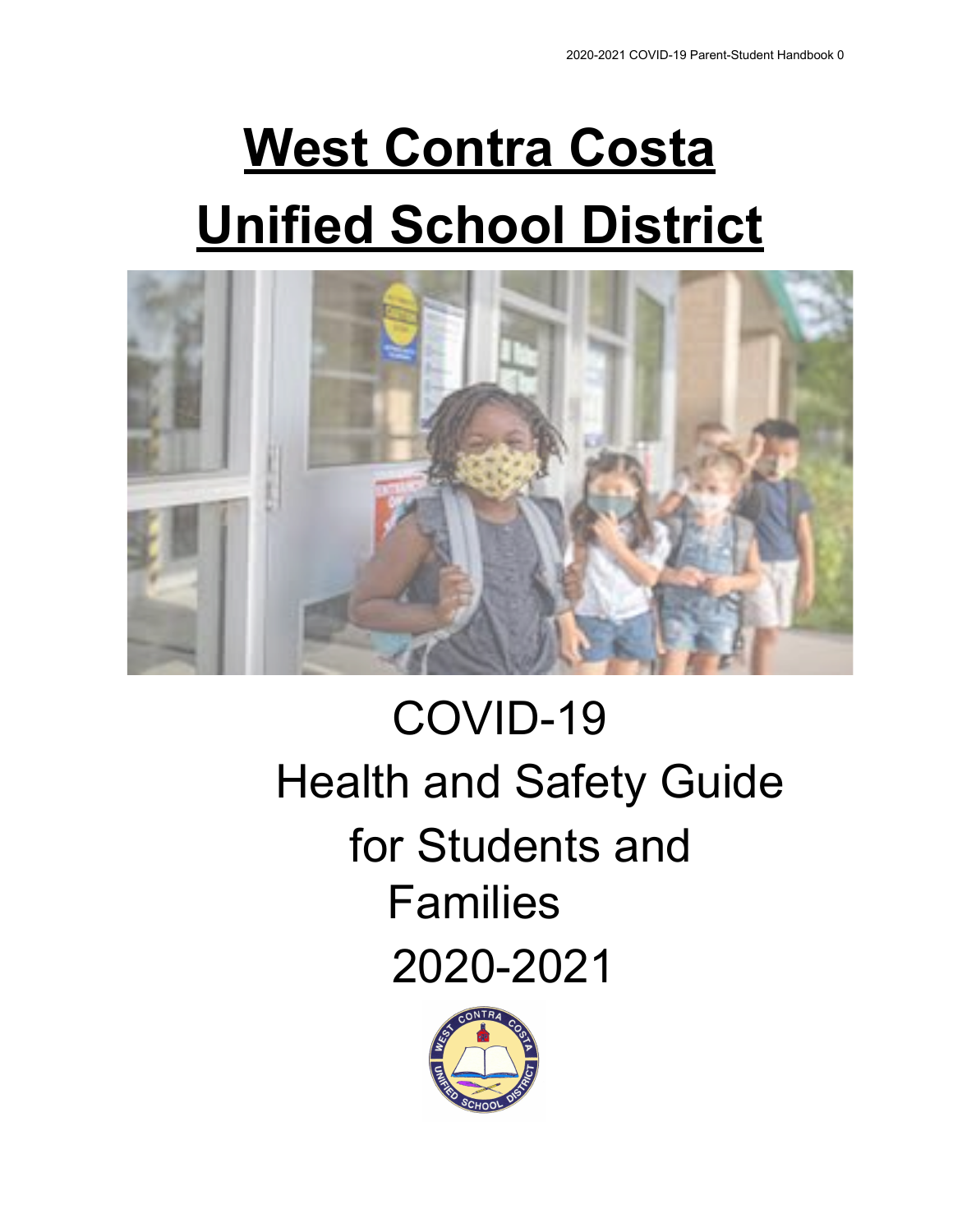# West Contra Costa Unified School District

COVID-19
Health and Safety Guide
for Students and Families
2020-2021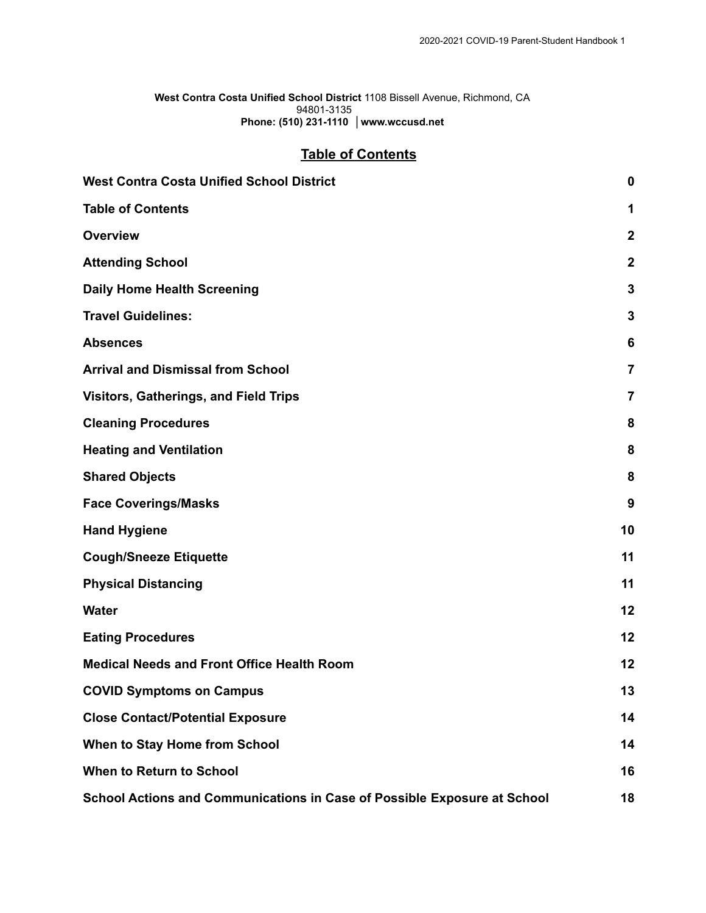**West Contra Costa Unified School District** 1108 Bissell Avenue, Richmond, CA 94801-3135
**Phone: (510) 231-1110 │www.wccusd.net**

## Table of Contents

| | |
|---|---|
| **West Contra Costa Unified School District** | **0** |
| **Table of Contents** | **1** |
| **Overview** | **2** |
| **Attending School** | **2** |
| **Daily Home Health Screening** | **3** |
| **Travel Guidelines:** | **3** |
| **Absences** | **6** |
| **Arrival and Dismissal from School** | **7** |
| **Visitors, Gatherings, and Field Trips** | **7** |
| **Cleaning Procedures** | **8** |
| **Heating and Ventilation** | **8** |
| **Shared Objects** | **8** |
| **Face Coverings/Masks** | **9** |
| **Hand Hygiene** | **10** |
| **Cough/Sneeze Etiquette** | **11** |
| **Physical Distancing** | **11** |
| **Water** | **12** |
| **Eating Procedures** | **12** |
| **Medical Needs and Front Office Health Room** | **12** |
| **COVID Symptoms on Campus** | **13** |
| **Close Contact/Potential Exposure** | **14** |
| **When to Stay Home from School** | **14** |
| **When to Return to School** | **16** |
| **School Actions and Communications in Case of Possible Exposure at School** | **18** |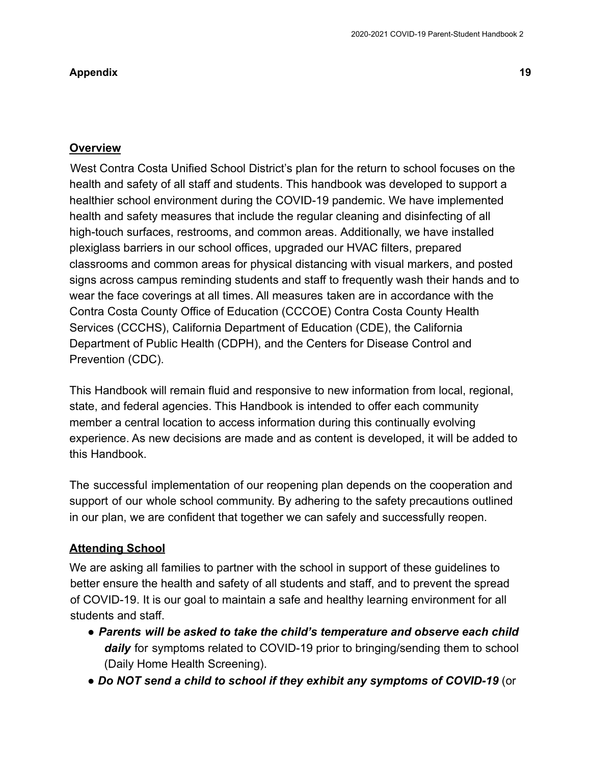**Appendix** **19**

## Overview

West Contra Costa Unified School District's plan for the return to school focuses on the health and safety of all staff and students. This handbook was developed to support a healthier school environment during the COVID-19 pandemic. We have implemented health and safety measures that include the regular cleaning and disinfecting of all high-touch surfaces, restrooms, and common areas. Additionally, we have installed plexiglass barriers in our school offices, upgraded our HVAC filters, prepared classrooms and common areas for physical distancing with visual markers, and posted signs across campus reminding students and staff to frequently wash their hands and to wear the face coverings at all times. All measures taken are in accordance with the Contra Costa County Office of Education (CCCOE) Contra Costa County Health Services (CCCHS), California Department of Education (CDE), the California Department of Public Health (CDPH), and the Centers for Disease Control and Prevention (CDC).

This Handbook will remain fluid and responsive to new information from local, regional, state, and federal agencies. This Handbook is intended to offer each community member a central location to access information during this continually evolving experience. As new decisions are made and as content is developed, it will be added to this Handbook.

The successful implementation of our reopening plan depends on the cooperation and support of our whole school community. By adhering to the safety precautions outlined in our plan, we are confident that together we can safely and successfully reopen.

## Attending School

We are asking all families to partner with the school in support of these guidelines to better ensure the health and safety of all students and staff, and to prevent the spread of COVID-19. It is our goal to maintain a safe and healthy learning environment for all students and staff.

- ***Parents will be asked to take the child's temperature and observe each child daily*** for symptoms related to COVID-19 prior to bringing/sending them to school (Daily Home Health Screening).
- ***Do NOT send a child to school if they exhibit any symptoms of COVID-19*** (or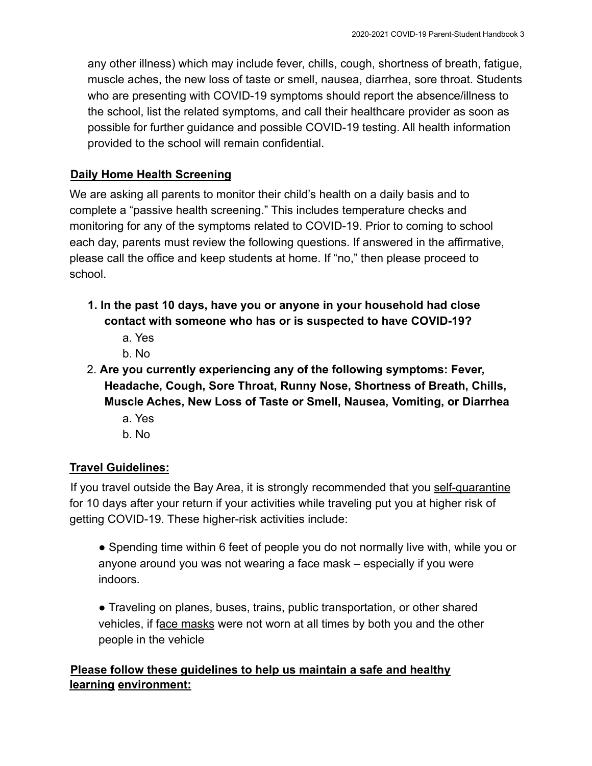any other illness) which may include fever, chills, cough, shortness of breath, fatigue, muscle aches, the new loss of taste or smell, nausea, diarrhea, sore throat. Students who are presenting with COVID-19 symptoms should report the absence/illness to the school, list the related symptoms, and call their healthcare provider as soon as possible for further guidance and possible COVID-19 testing. All health information provided to the school will remain confidential.

## Daily Home Health Screening

We are asking all parents to monitor their child's health on a daily basis and to complete a "passive health screening." This includes temperature checks and monitoring for any of the symptoms related to COVID-19. Prior to coming to school each day, parents must review the following questions. If answered in the affirmative, please call the office and keep students at home. If "no," then please proceed to school.

1. **In the past 10 days, have you or anyone in your household had close contact with someone who has or is suspected to have COVID-19?**
   a. Yes
   b. No
2. **Are you currently experiencing any of the following symptoms: Fever, Headache, Cough, Sore Throat, Runny Nose, Shortness of Breath, Chills, Muscle Aches, New Loss of Taste or Smell, Nausea, Vomiting, or Diarrhea**
   a. Yes
   b. No

## Travel Guidelines:

If you travel outside the Bay Area, it is strongly recommended that you self-quarantine for 10 days after your return if your activities while traveling put you at higher risk of getting COVID-19. These higher-risk activities include:

- Spending time within 6 feet of people you do not normally live with, while you or anyone around you was not wearing a face mask – especially if you were indoors.
- Traveling on planes, buses, trains, public transportation, or other shared vehicles, if face masks were not worn at all times by both you and the other people in the vehicle

## Please follow these guidelines to help us maintain a safe and healthy learning environment: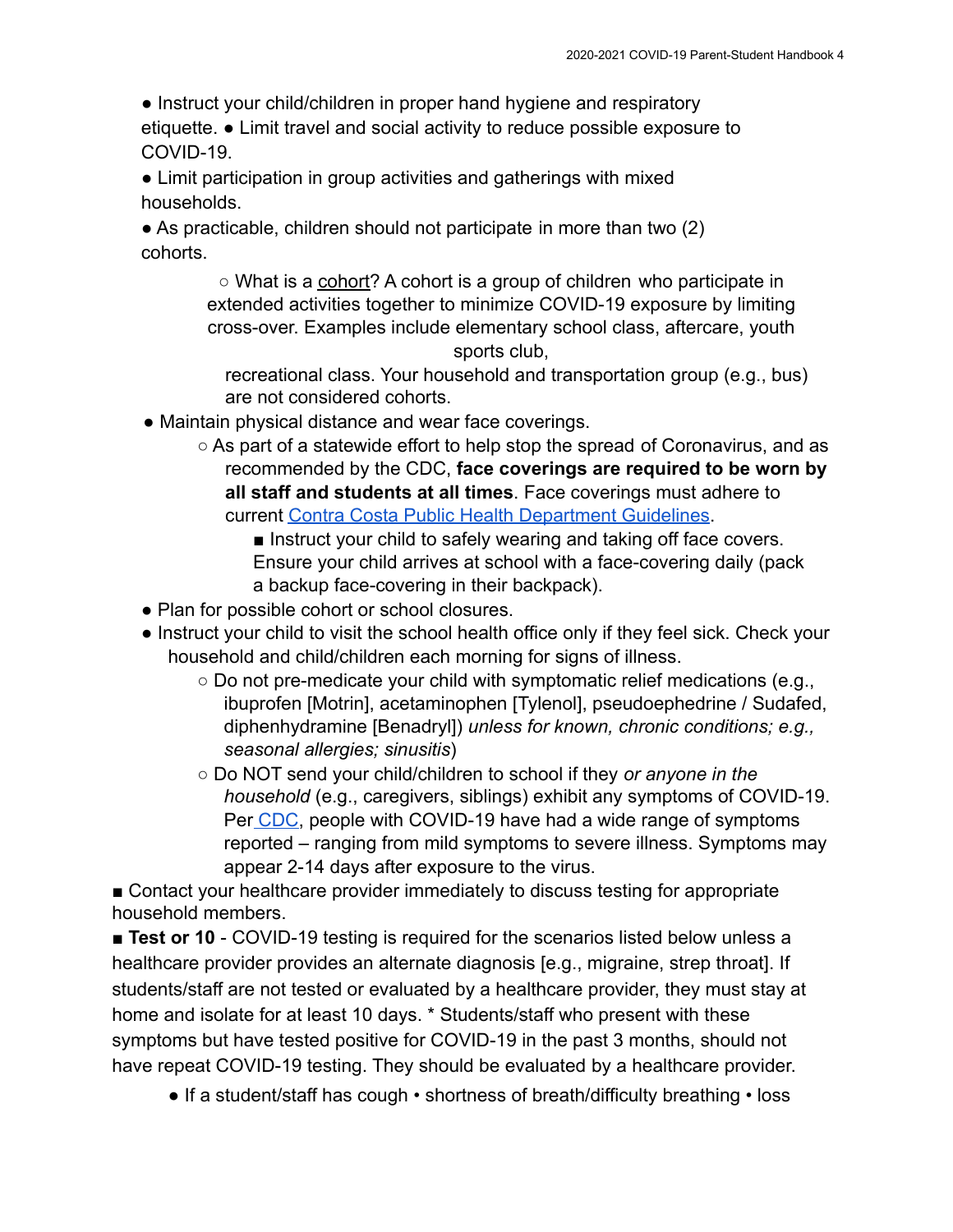- Instruct your child/children in proper hand hygiene and respiratory etiquette.
- Limit travel and social activity to reduce possible exposure to COVID-19.
- Limit participation in group activities and gatherings with mixed households.
- As practicable, children should not participate in more than two (2) cohorts.
  - What is a cohort? A cohort is a group of children who participate in extended activities together to minimize COVID-19 exposure by limiting cross-over. Examples include elementary school class, aftercare, youth sports club, recreational class. Your household and transportation group (e.g., bus) are not considered cohorts.
- Maintain physical distance and wear face coverings.
  - As part of a statewide effort to help stop the spread of Coronavirus, and as recommended by the CDC, **face coverings are required to be worn by all staff and students at all times**. Face coverings must adhere to current Contra Costa Public Health Department Guidelines.
    - Instruct your child to safely wearing and taking off face covers. Ensure your child arrives at school with a face-covering daily (pack a backup face-covering in their backpack).
- Plan for possible cohort or school closures.
- Instruct your child to visit the school health office only if they feel sick. Check your household and child/children each morning for signs of illness.
  - Do not pre-medicate your child with symptomatic relief medications (e.g., ibuprofen [Motrin], acetaminophen [Tylenol], pseudoephedrine / Sudafed, diphenhydramine [Benadryl]) *unless for known, chronic conditions; e.g., seasonal allergies; sinusitis*)
  - Do NOT send your child/children to school if they *or anyone in the household* (e.g., caregivers, siblings) exhibit any symptoms of COVID-19. Per CDC, people with COVID-19 have had a wide range of symptoms reported – ranging from mild symptoms to severe illness. Symptoms may appear 2-14 days after exposure to the virus.

■ Contact your healthcare provider immediately to discuss testing for appropriate household members.

■ **Test or 10** - COVID-19 testing is required for the scenarios listed below unless a healthcare provider provides an alternate diagnosis [e.g., migraine, strep throat]. If students/staff are not tested or evaluated by a healthcare provider, they must stay at home and isolate for at least 10 days. * Students/staff who present with these symptoms but have tested positive for COVID-19 in the past 3 months, should not have repeat COVID-19 testing. They should be evaluated by a healthcare provider.

- If a student/staff has cough • shortness of breath/difficulty breathing • loss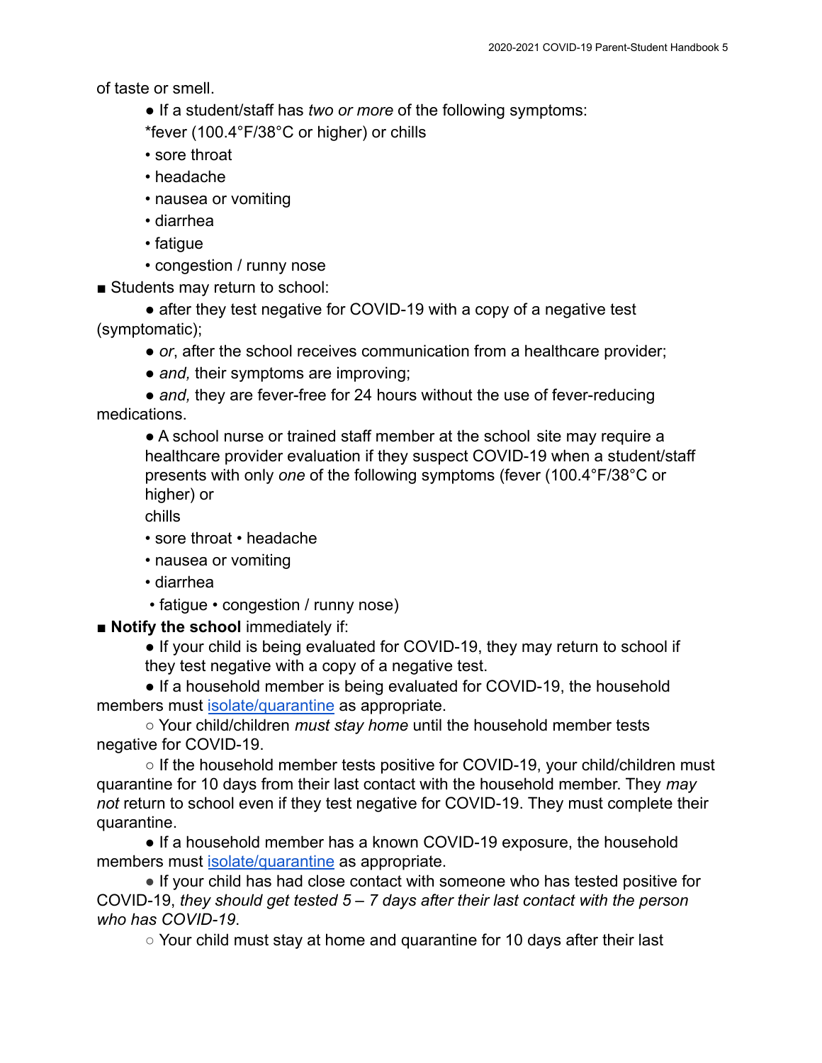of taste or smell.

- If a student/staff has *two or more* of the following symptoms:
  *fever (100.4°F/38°C or higher) or chills
  - sore throat
  - headache
  - nausea or vomiting
  - diarrhea
  - fatigue
  - congestion / runny nose

■ Students may return to school:

- after they test negative for COVID-19 with a copy of a negative test (symptomatic);
- *or*, after the school receives communication from a healthcare provider;
- *and,* their symptoms are improving;
- *and,* they are fever-free for 24 hours without the use of fever-reducing medications.
- A school nurse or trained staff member at the school site may require a healthcare provider evaluation if they suspect COVID-19 when a student/staff presents with only *one* of the following symptoms (fever (100.4°F/38°C or higher) or chills
  - sore throat • headache
  - nausea or vomiting
  - diarrhea
  - fatigue • congestion / runny nose)

■ **Notify the school** immediately if:

- If your child is being evaluated for COVID-19, they may return to school if they test negative with a copy of a negative test.
- If a household member is being evaluated for COVID-19, the household members must [isolate/quarantine](isolate/quarantine) as appropriate.
  - Your child/children *must stay home* until the household member tests negative for COVID-19.
  - If the household member tests positive for COVID-19, your child/children must quarantine for 10 days from their last contact with the household member. They *may not* return to school even if they test negative for COVID-19. They must complete their quarantine.
- If a household member has a known COVID-19 exposure, the household members must [isolate/quarantine](isolate/quarantine) as appropriate.
- If your child has had close contact with someone who has tested positive for COVID-19, *they should get tested 5 – 7 days after their last contact with the person who has COVID-19*.
  - Your child must stay at home and quarantine for 10 days after their last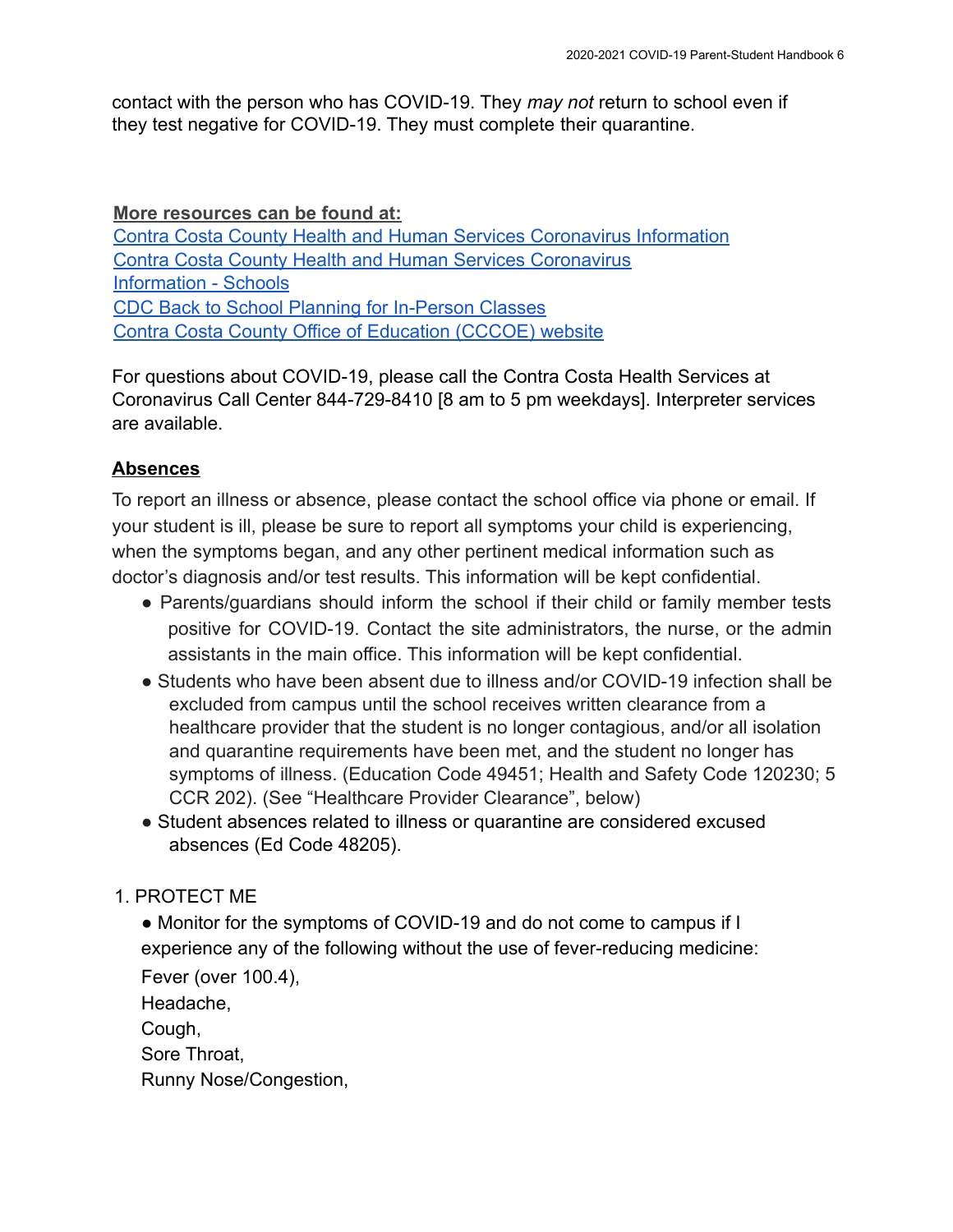contact with the person who has COVID-19. They *may not* return to school even if they test negative for COVID-19. They must complete their quarantine.

**More resources can be found at:**
Contra Costa County Health and Human Services Coronavirus Information
Contra Costa County Health and Human Services Coronavirus Information - Schools
CDC Back to School Planning for In-Person Classes
Contra Costa County Office of Education (CCCOE) website

For questions about COVID-19, please call the Contra Costa Health Services at Coronavirus Call Center 844-729-8410 [8 am to 5 pm weekdays]. Interpreter services are available.

## Absences

To report an illness or absence, please contact the school office via phone or email. If your student is ill, please be sure to report all symptoms your child is experiencing, when the symptoms began, and any other pertinent medical information such as doctor's diagnosis and/or test results. This information will be kept confidential.

- Parents/guardians should inform the school if their child or family member tests positive for COVID-19. Contact the site administrators, the nurse, or the admin assistants in the main office. This information will be kept confidential.
- Students who have been absent due to illness and/or COVID-19 infection shall be excluded from campus until the school receives written clearance from a healthcare provider that the student is no longer contagious, and/or all isolation and quarantine requirements have been met, and the student no longer has symptoms of illness. (Education Code 49451; Health and Safety Code 120230; 5 CCR 202). (See "Healthcare Provider Clearance", below)
- Student absences related to illness or quarantine are considered excused absences (Ed Code 48205).

1. PROTECT ME

- Monitor for the symptoms of COVID-19 and do not come to campus if I experience any of the following without the use of fever-reducing medicine:

Fever (over 100.4),
Headache,
Cough,
Sore Throat,
Runny Nose/Congestion,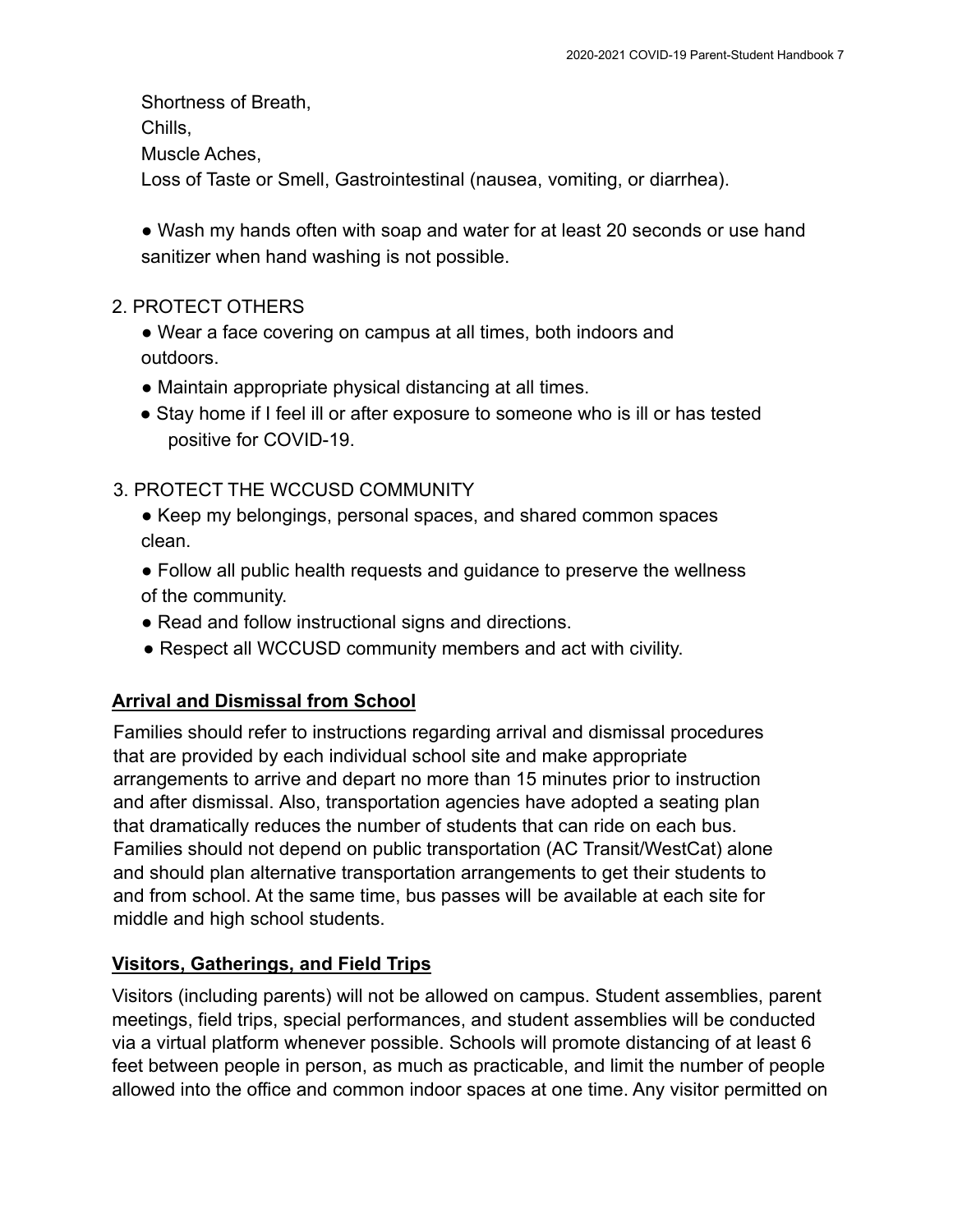Shortness of Breath,
Chills,
Muscle Aches,
Loss of Taste or Smell, Gastrointestinal (nausea, vomiting, or diarrhea).

- Wash my hands often with soap and water for at least 20 seconds or use hand sanitizer when hand washing is not possible.

2. PROTECT OTHERS
   - Wear a face covering on campus at all times, both indoors and outdoors.
   - Maintain appropriate physical distancing at all times.
   - Stay home if I feel ill or after exposure to someone who is ill or has tested positive for COVID-19.

3. PROTECT THE WCCUSD COMMUNITY
   - Keep my belongings, personal spaces, and shared common spaces clean.
   - Follow all public health requests and guidance to preserve the wellness of the community.
   - Read and follow instructional signs and directions.
   - Respect all WCCUSD community members and act with civility.

## **Arrival and Dismissal from School**

Families should refer to instructions regarding arrival and dismissal procedures that are provided by each individual school site and make appropriate arrangements to arrive and depart no more than 15 minutes prior to instruction and after dismissal. Also, transportation agencies have adopted a seating plan that dramatically reduces the number of students that can ride on each bus. Families should not depend on public transportation (AC Transit/WestCat) alone and should plan alternative transportation arrangements to get their students to and from school. At the same time, bus passes will be available at each site for middle and high school students.

## **Visitors, Gatherings, and Field Trips**

Visitors (including parents) will not be allowed on campus. Student assemblies, parent meetings, field trips, special performances, and student assemblies will be conducted via a virtual platform whenever possible. Schools will promote distancing of at least 6 feet between people in person, as much as practicable, and limit the number of people allowed into the office and common indoor spaces at one time. Any visitor permitted on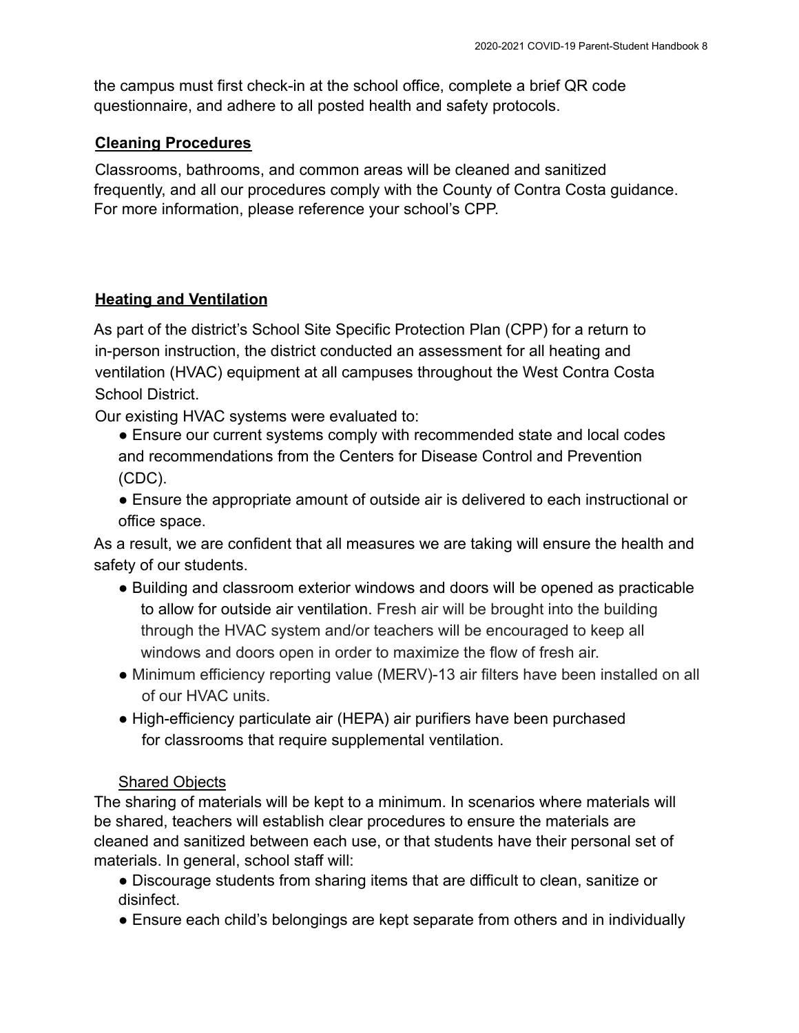the campus must first check-in at the school office, complete a brief QR code questionnaire, and adhere to all posted health and safety protocols.

## Cleaning Procedures

Classrooms, bathrooms, and common areas will be cleaned and sanitized frequently, and all our procedures comply with the County of Contra Costa guidance. For more information, please reference your school's CPP.

## Heating and Ventilation

As part of the district's School Site Specific Protection Plan (CPP) for a return to in-person instruction, the district conducted an assessment for all heating and ventilation (HVAC) equipment at all campuses throughout the West Contra Costa School District.

Our existing HVAC systems were evaluated to:

- Ensure our current systems comply with recommended state and local codes and recommendations from the Centers for Disease Control and Prevention (CDC).
- Ensure the appropriate amount of outside air is delivered to each instructional or office space.

As a result, we are confident that all measures we are taking will ensure the health and safety of our students.

- Building and classroom exterior windows and doors will be opened as practicable to allow for outside air ventilation. Fresh air will be brought into the building through the HVAC system and/or teachers will be encouraged to keep all windows and doors open in order to maximize the flow of fresh air.
- Minimum efficiency reporting value (MERV)-13 air filters have been installed on all of our HVAC units.
- High-efficiency particulate air (HEPA) air purifiers have been purchased for classrooms that require supplemental ventilation.

### Shared Objects

The sharing of materials will be kept to a minimum. In scenarios where materials will be shared, teachers will establish clear procedures to ensure the materials are cleaned and sanitized between each use, or that students have their personal set of materials. In general, school staff will:

- Discourage students from sharing items that are difficult to clean, sanitize or disinfect.
- Ensure each child's belongings are kept separate from others and in individually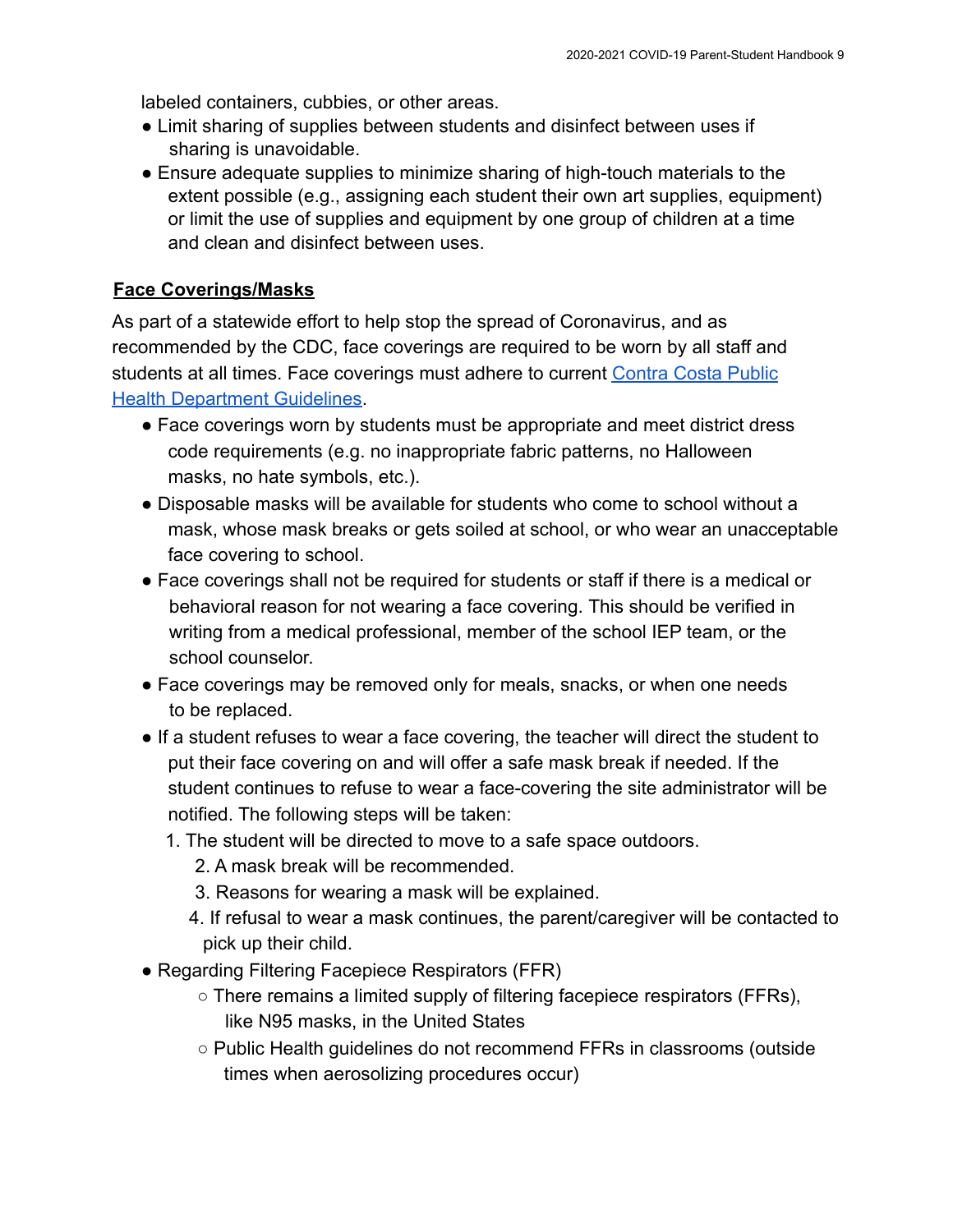labeled containers, cubbies, or other areas.

- Limit sharing of supplies between students and disinfect between uses if sharing is unavoidable.
- Ensure adequate supplies to minimize sharing of high-touch materials to the extent possible (e.g., assigning each student their own art supplies, equipment) or limit the use of supplies and equipment by one group of children at a time and clean and disinfect between uses.

**Face Coverings/Masks**

As part of a statewide effort to help stop the spread of Coronavirus, and as recommended by the CDC, face coverings are required to be worn by all staff and students at all times. Face coverings must adhere to current [Contra Costa Public Health Department Guidelines](#).

- Face coverings worn by students must be appropriate and meet district dress code requirements (e.g. no inappropriate fabric patterns, no Halloween masks, no hate symbols, etc.).
- Disposable masks will be available for students who come to school without a mask, whose mask breaks or gets soiled at school, or who wear an unacceptable face covering to school.
- Face coverings shall not be required for students or staff if there is a medical or behavioral reason for not wearing a face covering. This should be verified in writing from a medical professional, member of the school IEP team, or the school counselor.
- Face coverings may be removed only for meals, snacks, or when one needs to be replaced.
- If a student refuses to wear a face covering, the teacher will direct the student to put their face covering on and will offer a safe mask break if needed. If the student continues to refuse to wear a face-covering the site administrator will be notified. The following steps will be taken:
  1. The student will be directed to move to a safe space outdoors.
  2. A mask break will be recommended.
  3. Reasons for wearing a mask will be explained.
  4. If refusal to wear a mask continues, the parent/caregiver will be contacted to pick up their child.
- Regarding Filtering Facepiece Respirators (FFR)
  - There remains a limited supply of filtering facepiece respirators (FFRs), like N95 masks, in the United States
  - Public Health guidelines do not recommend FFRs in classrooms (outside times when aerosolizing procedures occur)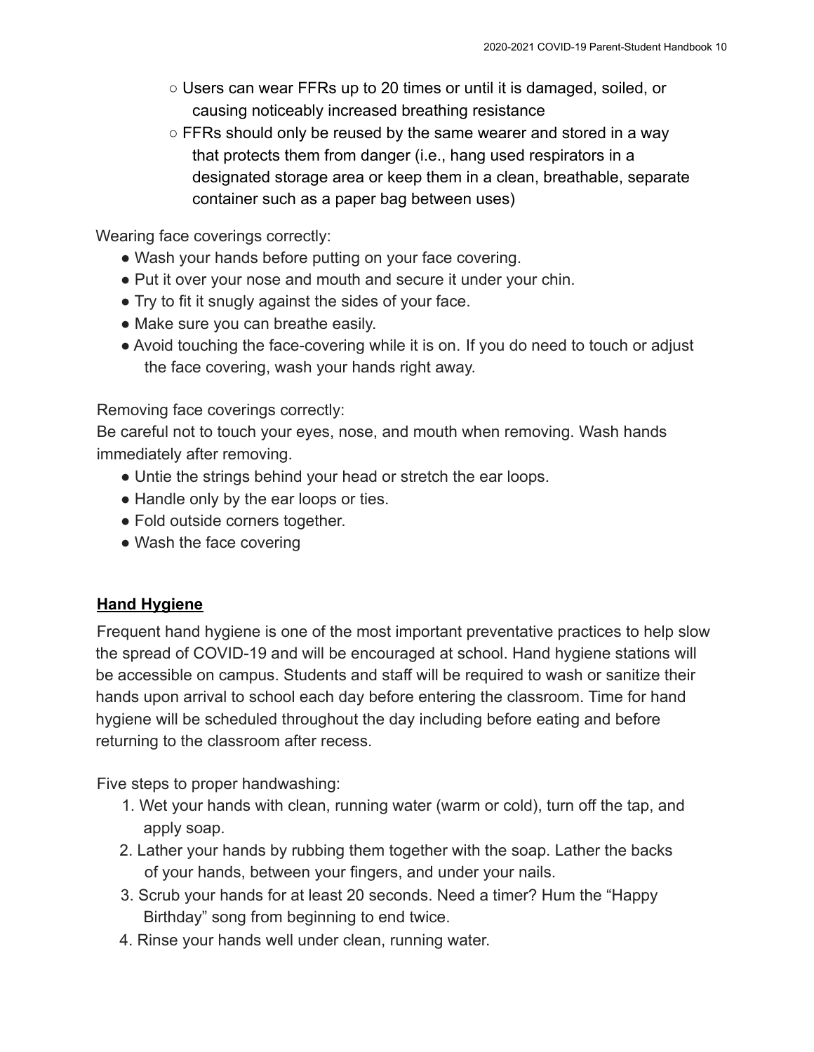- Users can wear FFRs up to 20 times or until it is damaged, soiled, or causing noticeably increased breathing resistance
- FFRs should only be reused by the same wearer and stored in a way that protects them from danger (i.e., hang used respirators in a designated storage area or keep them in a clean, breathable, separate container such as a paper bag between uses)

Wearing face coverings correctly:

- Wash your hands before putting on your face covering.
- Put it over your nose and mouth and secure it under your chin.
- Try to fit it snugly against the sides of your face.
- Make sure you can breathe easily.
- Avoid touching the face-covering while it is on. If you do need to touch or adjust the face covering, wash your hands right away.

Removing face coverings correctly:
Be careful not to touch your eyes, nose, and mouth when removing. Wash hands immediately after removing.

- Untie the strings behind your head or stretch the ear loops.
- Handle only by the ear loops or ties.
- Fold outside corners together.
- Wash the face covering

## Hand Hygiene

Frequent hand hygiene is one of the most important preventative practices to help slow the spread of COVID-19 and will be encouraged at school. Hand hygiene stations will be accessible on campus. Students and staff will be required to wash or sanitize their hands upon arrival to school each day before entering the classroom. Time for hand hygiene will be scheduled throughout the day including before eating and before returning to the classroom after recess.

Five steps to proper handwashing:

1. Wet your hands with clean, running water (warm or cold), turn off the tap, and apply soap.
2. Lather your hands by rubbing them together with the soap. Lather the backs of your hands, between your fingers, and under your nails.
3. Scrub your hands for at least 20 seconds. Need a timer? Hum the "Happy Birthday" song from beginning to end twice.
4. Rinse your hands well under clean, running water.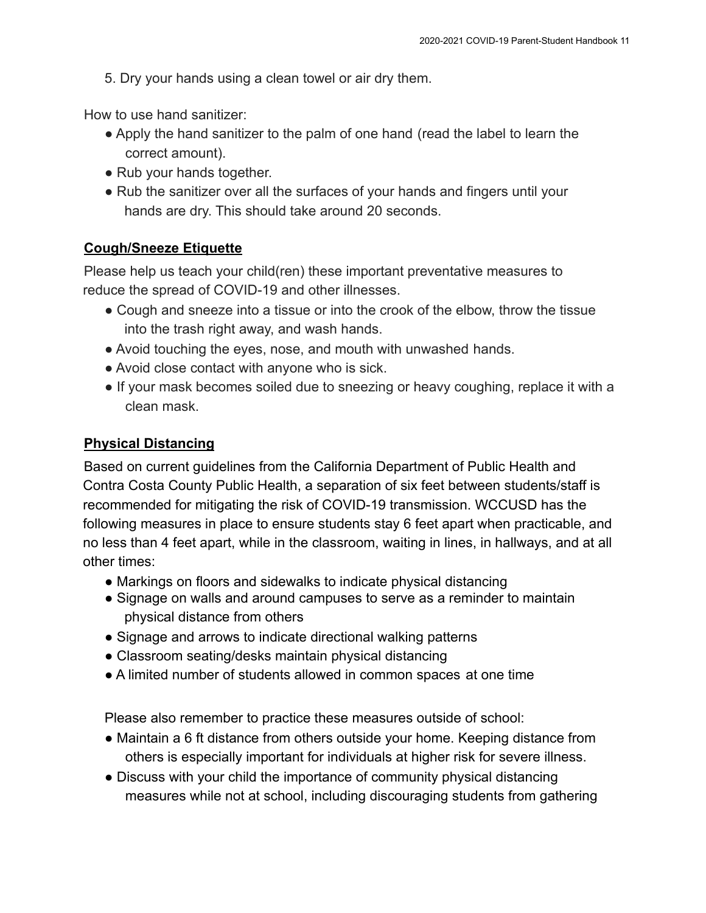5. Dry your hands using a clean towel or air dry them.

How to use hand sanitizer:

- Apply the hand sanitizer to the palm of one hand (read the label to learn the correct amount).
- Rub your hands together.
- Rub the sanitizer over all the surfaces of your hands and fingers until your hands are dry. This should take around 20 seconds.

## Cough/Sneeze Etiquette

Please help us teach your child(ren) these important preventative measures to reduce the spread of COVID-19 and other illnesses.

- Cough and sneeze into a tissue or into the crook of the elbow, throw the tissue into the trash right away, and wash hands.
- Avoid touching the eyes, nose, and mouth with unwashed hands.
- Avoid close contact with anyone who is sick.
- If your mask becomes soiled due to sneezing or heavy coughing, replace it with a clean mask.

## Physical Distancing

Based on current guidelines from the California Department of Public Health and Contra Costa County Public Health, a separation of six feet between students/staff is recommended for mitigating the risk of COVID-19 transmission. WCCUSD has the following measures in place to ensure students stay 6 feet apart when practicable, and no less than 4 feet apart, while in the classroom, waiting in lines, in hallways, and at all other times:

- Markings on floors and sidewalks to indicate physical distancing
- Signage on walls and around campuses to serve as a reminder to maintain physical distance from others
- Signage and arrows to indicate directional walking patterns
- Classroom seating/desks maintain physical distancing
- A limited number of students allowed in common spaces at one time

Please also remember to practice these measures outside of school:

- Maintain a 6 ft distance from others outside your home. Keeping distance from others is especially important for individuals at higher risk for severe illness.
- Discuss with your child the importance of community physical distancing measures while not at school, including discouraging students from gathering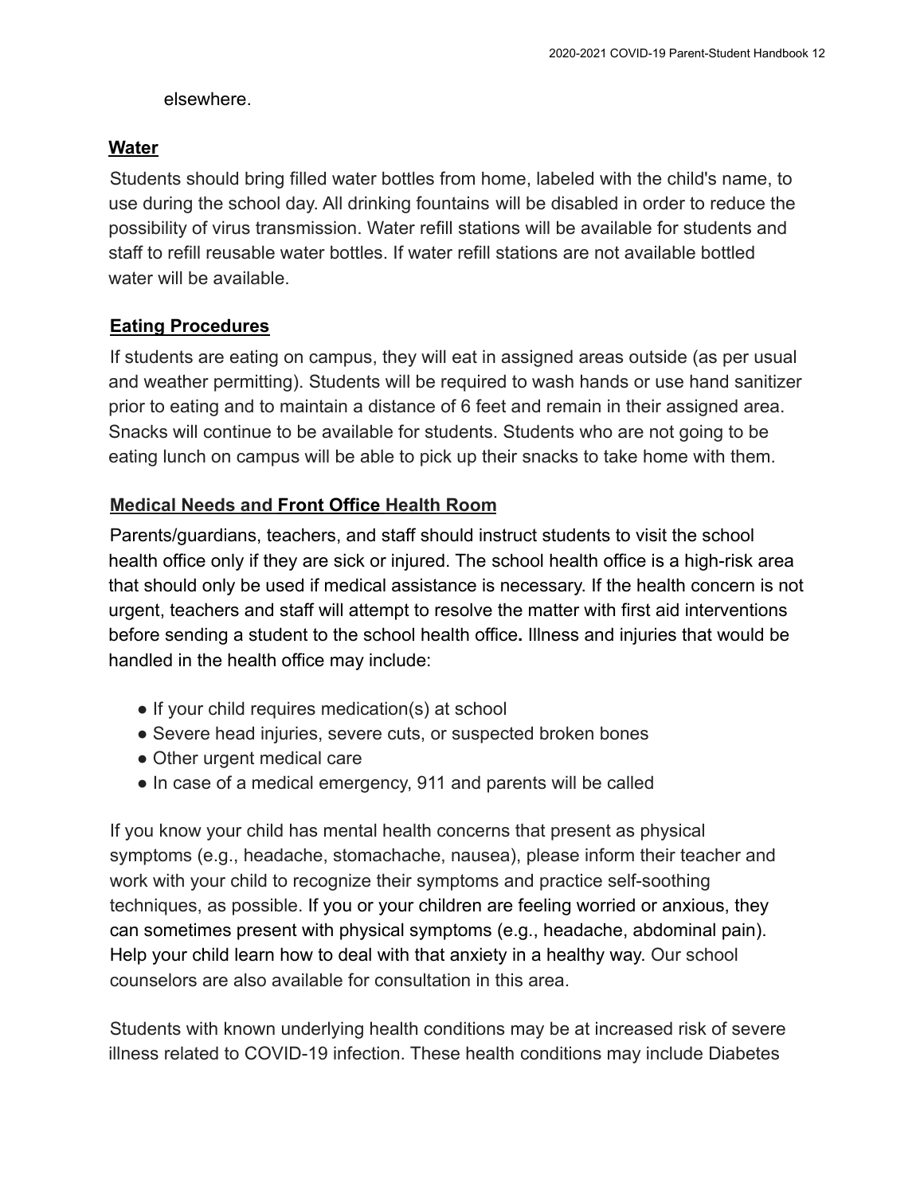elsewhere.

**Water**

Students should bring filled water bottles from home, labeled with the child's name, to use during the school day. All drinking fountains will be disabled in order to reduce the possibility of virus transmission. Water refill stations will be available for students and staff to refill reusable water bottles. If water refill stations are not available bottled water will be available.

**Eating Procedures**

If students are eating on campus, they will eat in assigned areas outside (as per usual and weather permitting). Students will be required to wash hands or use hand sanitizer prior to eating and to maintain a distance of 6 feet and remain in their assigned area. Snacks will continue to be available for students. Students who are not going to be eating lunch on campus will be able to pick up their snacks to take home with them.

**Medical Needs and Front Office Health Room**

Parents/guardians, teachers, and staff should instruct students to visit the school health office only if they are sick or injured. The school health office is a high-risk area that should only be used if medical assistance is necessary. If the health concern is not urgent, teachers and staff will attempt to resolve the matter with first aid interventions before sending a student to the school health office**.** Illness and injuries that would be handled in the health office may include:

- If your child requires medication(s) at school
- Severe head injuries, severe cuts, or suspected broken bones
- Other urgent medical care
- In case of a medical emergency, 911 and parents will be called

If you know your child has mental health concerns that present as physical symptoms (e.g., headache, stomachache, nausea), please inform their teacher and work with your child to recognize their symptoms and practice self-soothing techniques, as possible. If you or your children are feeling worried or anxious, they can sometimes present with physical symptoms (e.g., headache, abdominal pain). Help your child learn how to deal with that anxiety in a healthy way. Our school counselors are also available for consultation in this area.

Students with known underlying health conditions may be at increased risk of severe illness related to COVID-19 infection. These health conditions may include Diabetes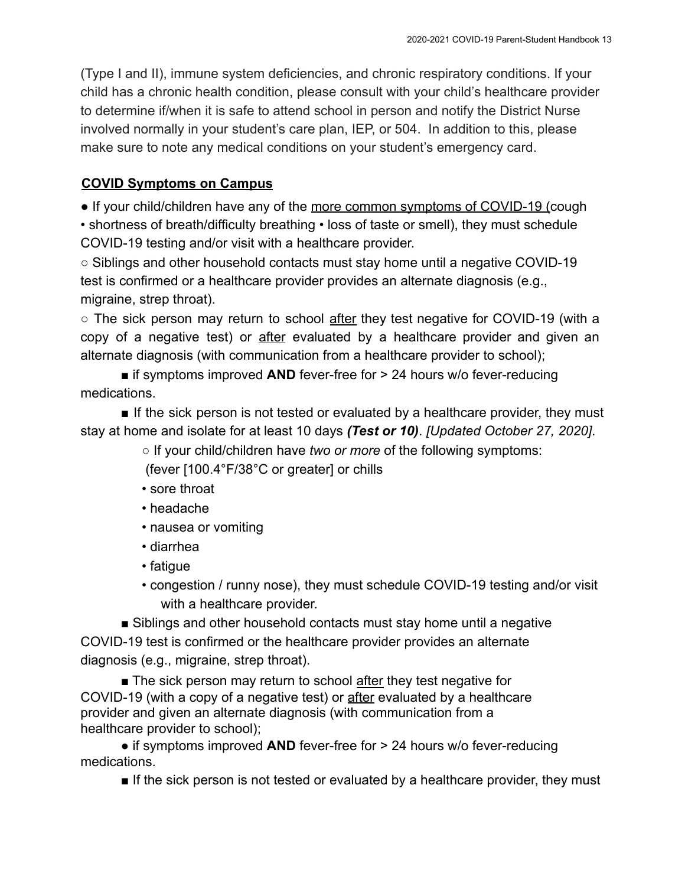(Type I and II), immune system deficiencies, and chronic respiratory conditions. If your child has a chronic health condition, please consult with your child's healthcare provider to determine if/when it is safe to attend school in person and notify the District Nurse involved normally in your student's care plan, IEP, or 504. In addition to this, please make sure to note any medical conditions on your student's emergency card.

## COVID Symptoms on Campus

● If your child/children have any of the more common symptoms of COVID-19 (cough • shortness of breath/difficulty breathing • loss of taste or smell), they must schedule COVID-19 testing and/or visit with a healthcare provider.

○ Siblings and other household contacts must stay home until a negative COVID-19 test is confirmed or a healthcare provider provides an alternate diagnosis (e.g., migraine, strep throat).

○ The sick person may return to school after they test negative for COVID-19 (with a copy of a negative test) or after evaluated by a healthcare provider and given an alternate diagnosis (with communication from a healthcare provider to school);

■ if symptoms improved **AND** fever-free for > 24 hours w/o fever-reducing medications.

■ If the sick person is not tested or evaluated by a healthcare provider, they must stay at home and isolate for at least 10 days ***(Test or 10)***. *[Updated October 27, 2020]*.

○ If your child/children have *two or more* of the following symptoms:
(fever [100.4°F/38°C or greater] or chills
• sore throat
• headache
• nausea or vomiting
• diarrhea
• fatigue
• congestion / runny nose), they must schedule COVID-19 testing and/or visit with a healthcare provider.

■ Siblings and other household contacts must stay home until a negative COVID-19 test is confirmed or the healthcare provider provides an alternate diagnosis (e.g., migraine, strep throat).

■ The sick person may return to school after they test negative for COVID-19 (with a copy of a negative test) or after evaluated by a healthcare provider and given an alternate diagnosis (with communication from a healthcare provider to school);

● if symptoms improved **AND** fever-free for > 24 hours w/o fever-reducing medications.

■ If the sick person is not tested or evaluated by a healthcare provider, they must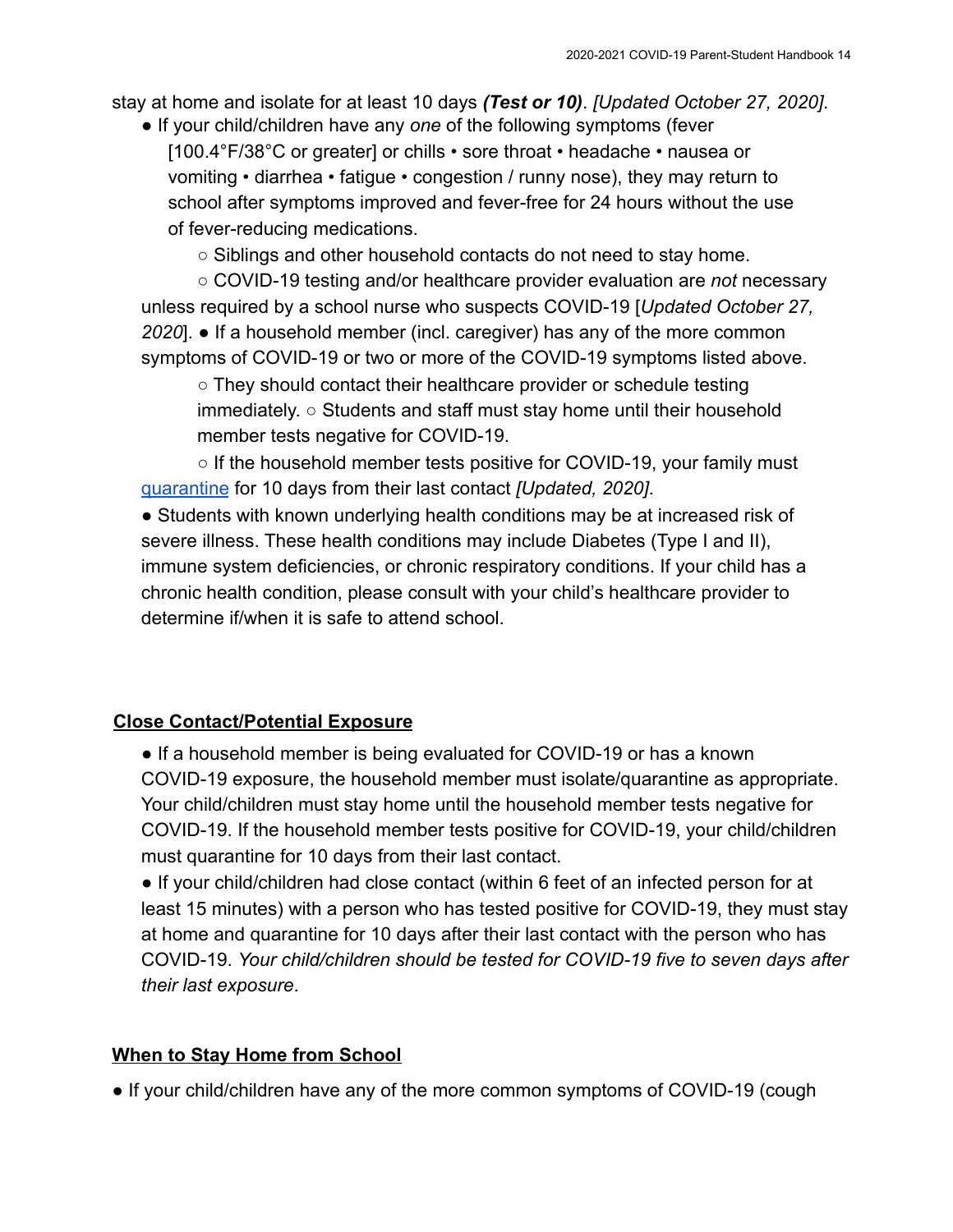stay at home and isolate for at least 10 days ***(Test or 10)***. *[Updated October 27, 2020]*.

- If your child/children have any *one* of the following symptoms (fever [100.4°F/38°C or greater] or chills • sore throat • headache • nausea or vomiting • diarrhea • fatigue • congestion / runny nose), they may return to school after symptoms improved and fever-free for 24 hours without the use of fever-reducing medications.
  - Siblings and other household contacts do not need to stay home.
  - COVID-19 testing and/or healthcare provider evaluation are *not* necessary unless required by a school nurse who suspects COVID-19 [*Updated October 27, 2020*].
- If a household member (incl. caregiver) has any of the more common symptoms of COVID-19 or two or more of the COVID-19 symptoms listed above.
  - They should contact their healthcare provider or schedule testing immediately.
  - Students and staff must stay home until their household member tests negative for COVID-19.
  - If the household member tests positive for COVID-19, your family must quarantine for 10 days from their last contact *[Updated, 2020]*.
- Students with known underlying health conditions may be at increased risk of severe illness. These health conditions may include Diabetes (Type I and II), immune system deficiencies, or chronic respiratory conditions. If your child has a chronic health condition, please consult with your child's healthcare provider to determine if/when it is safe to attend school.

## **Close Contact/Potential Exposure**

- If a household member is being evaluated for COVID-19 or has a known COVID-19 exposure, the household member must isolate/quarantine as appropriate. Your child/children must stay home until the household member tests negative for COVID-19. If the household member tests positive for COVID-19, your child/children must quarantine for 10 days from their last contact.
- If your child/children had close contact (within 6 feet of an infected person for at least 15 minutes) with a person who has tested positive for COVID-19, they must stay at home and quarantine for 10 days after their last contact with the person who has COVID-19. *Your child/children should be tested for COVID-19 five to seven days after their last exposure*.

## **When to Stay Home from School**

- If your child/children have any of the more common symptoms of COVID-19 (cough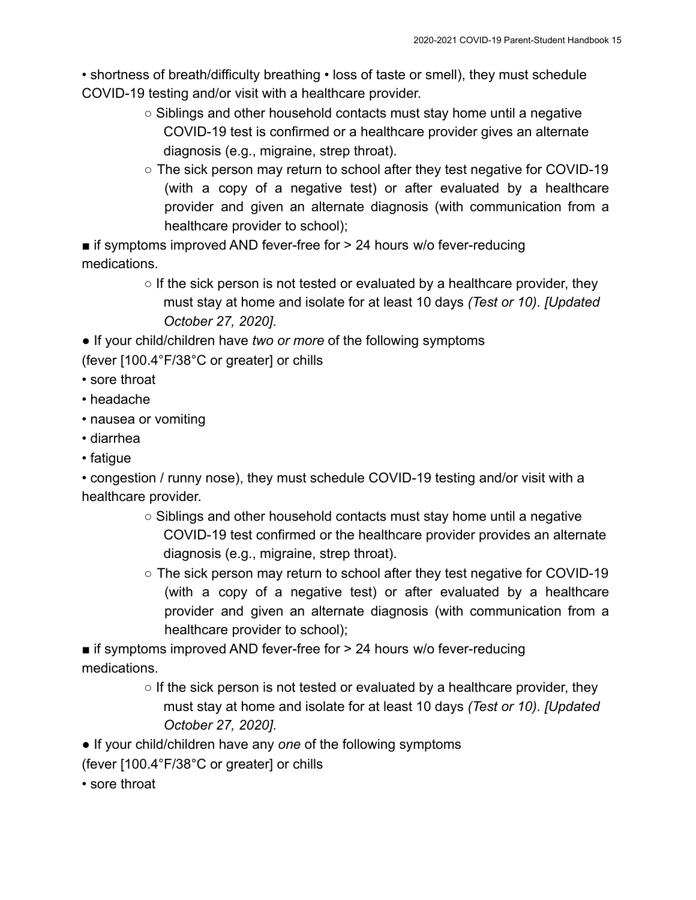• shortness of breath/difficulty breathing • loss of taste or smell), they must schedule COVID-19 testing and/or visit with a healthcare provider.

  ○ Siblings and other household contacts must stay home until a negative COVID-19 test is confirmed or a healthcare provider gives an alternate diagnosis (e.g., migraine, strep throat).
  ○ The sick person may return to school after they test negative for COVID-19 (with a copy of a negative test) or after evaluated by a healthcare provider and given an alternate diagnosis (with communication from a healthcare provider to school);

■ if symptoms improved AND fever-free for > 24 hours w/o fever-reducing medications.

  ○ If the sick person is not tested or evaluated by a healthcare provider, they must stay at home and isolate for at least 10 days *(Test or 10)*. *[Updated October 27, 2020]*.

● If your child/children have *two or more* of the following symptoms (fever [100.4°F/38°C or greater] or chills
• sore throat
• headache
• nausea or vomiting
• diarrhea
• fatigue
• congestion / runny nose), they must schedule COVID-19 testing and/or visit with a healthcare provider.

  ○ Siblings and other household contacts must stay home until a negative COVID-19 test confirmed or the healthcare provider provides an alternate diagnosis (e.g., migraine, strep throat).
  ○ The sick person may return to school after they test negative for COVID-19 (with a copy of a negative test) or after evaluated by a healthcare provider and given an alternate diagnosis (with communication from a healthcare provider to school);

■ if symptoms improved AND fever-free for > 24 hours w/o fever-reducing medications.

  ○ If the sick person is not tested or evaluated by a healthcare provider, they must stay at home and isolate for at least 10 days *(Test or 10)*. *[Updated October 27, 2020]*.

● If your child/children have any *one* of the following symptoms (fever [100.4°F/38°C or greater] or chills
• sore throat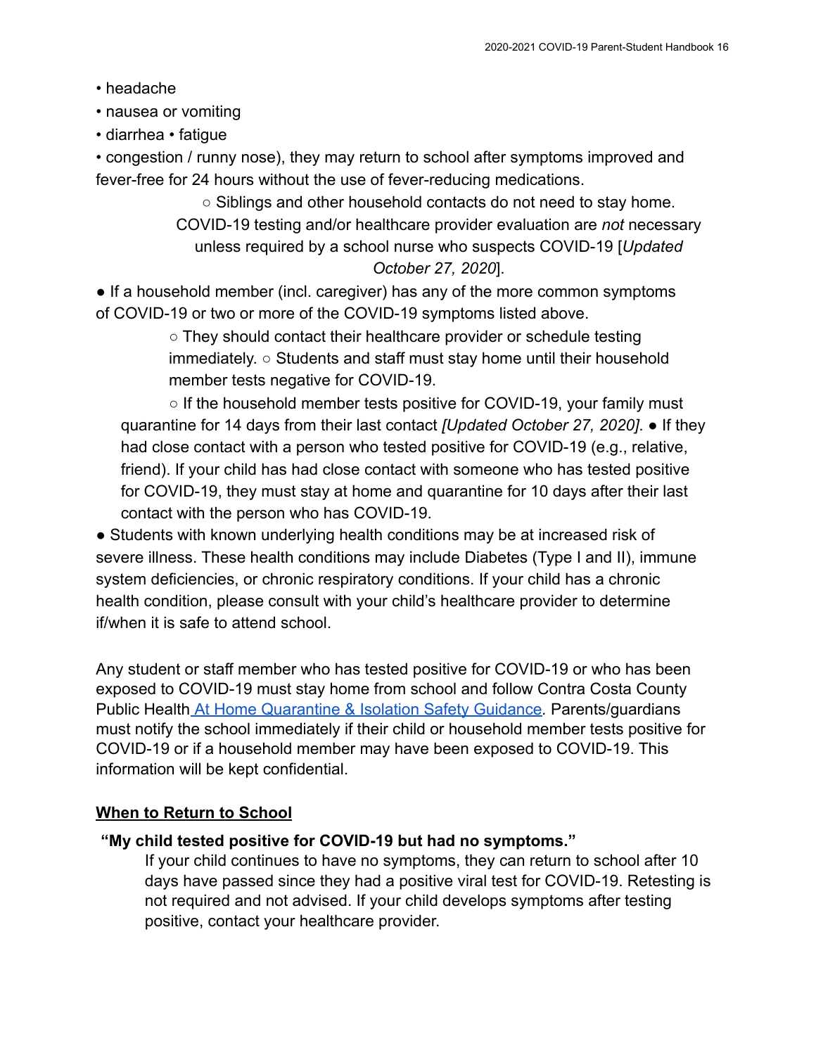- headache
- nausea or vomiting
- diarrhea • fatigue
- congestion / runny nose), they may return to school after symptoms improved and fever-free for 24 hours without the use of fever-reducing medications.
  - Siblings and other household contacts do not need to stay home. COVID-19 testing and/or healthcare provider evaluation are *not* necessary unless required by a school nurse who suspects COVID-19 [*Updated October 27, 2020*].
- If a household member (incl. caregiver) has any of the more common symptoms of COVID-19 or two or more of the COVID-19 symptoms listed above.
  - They should contact their healthcare provider or schedule testing immediately. ○ Students and staff must stay home until their household member tests negative for COVID-19.
  - If the household member tests positive for COVID-19, your family must quarantine for 14 days from their last contact *[Updated October 27, 2020]*. ● If they had close contact with a person who tested positive for COVID-19 (e.g., relative, friend). If your child has had close contact with someone who has tested positive for COVID-19, they must stay at home and quarantine for 10 days after their last contact with the person who has COVID-19.
- Students with known underlying health conditions may be at increased risk of severe illness. These health conditions may include Diabetes (Type I and II), immune system deficiencies, or chronic respiratory conditions. If your child has a chronic health condition, please consult with your child's healthcare provider to determine if/when it is safe to attend school.

Any student or staff member who has tested positive for COVID-19 or who has been exposed to COVID-19 must stay home from school and follow Contra Costa County Public Health At Home Quarantine & Isolation Safety Guidance. Parents/guardians must notify the school immediately if their child or household member tests positive for COVID-19 or if a household member may have been exposed to COVID-19. This information will be kept confidential.

## When to Return to School

**"My child tested positive for COVID-19 but had no symptoms."**

If your child continues to have no symptoms, they can return to school after 10 days have passed since they had a positive viral test for COVID-19. Retesting is not required and not advised. If your child develops symptoms after testing positive, contact your healthcare provider.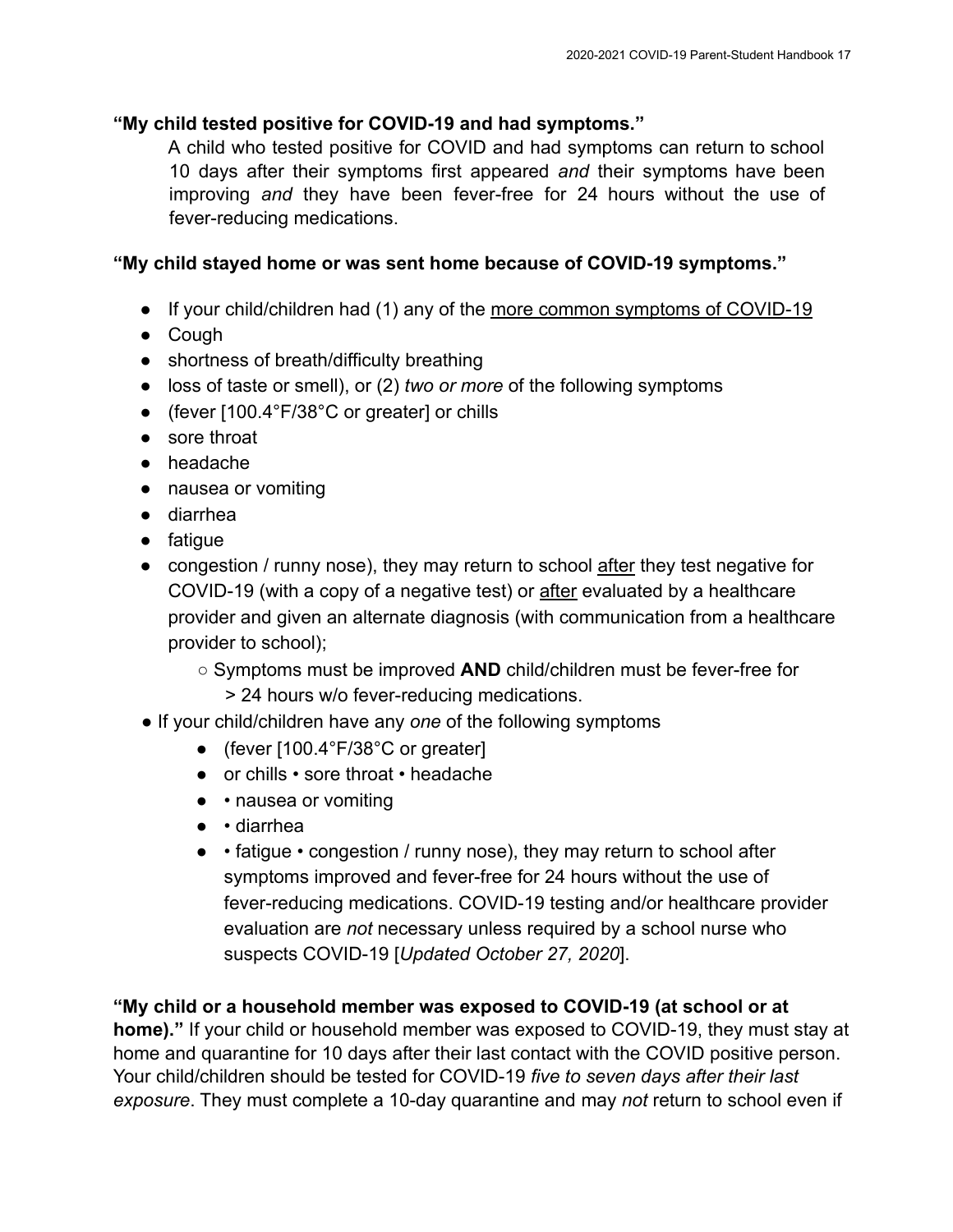**"My child tested positive for COVID-19 and had symptoms."**

A child who tested positive for COVID and had symptoms can return to school 10 days after their symptoms first appeared *and* their symptoms have been improving *and* they have been fever-free for 24 hours without the use of fever-reducing medications.

**"My child stayed home or was sent home because of COVID-19 symptoms."**

- If your child/children had (1) any of the more common symptoms of COVID-19
- Cough
- shortness of breath/difficulty breathing
- loss of taste or smell), or (2) *two or more* of the following symptoms
- (fever [100.4°F/38°C or greater] or chills
- sore throat
- headache
- nausea or vomiting
- diarrhea
- fatigue
- congestion / runny nose), they may return to school after they test negative for COVID-19 (with a copy of a negative test) or after evaluated by a healthcare provider and given an alternate diagnosis (with communication from a healthcare provider to school);
  - Symptoms must be improved **AND** child/children must be fever-free for > 24 hours w/o fever-reducing medications.
- If your child/children have any *one* of the following symptoms
  - (fever [100.4°F/38°C or greater]
  - or chills • sore throat • headache
  - • nausea or vomiting
  - • diarrhea
  - • fatigue • congestion / runny nose), they may return to school after symptoms improved and fever-free for 24 hours without the use of fever-reducing medications. COVID-19 testing and/or healthcare provider evaluation are *not* necessary unless required by a school nurse who suspects COVID-19 [*Updated October 27, 2020*].

**"My child or a household member was exposed to COVID-19 (at school or at home)."** If your child or household member was exposed to COVID-19, they must stay at home and quarantine for 10 days after their last contact with the COVID positive person. Your child/children should be tested for COVID-19 *five to seven days after their last exposure*. They must complete a 10-day quarantine and may *not* return to school even if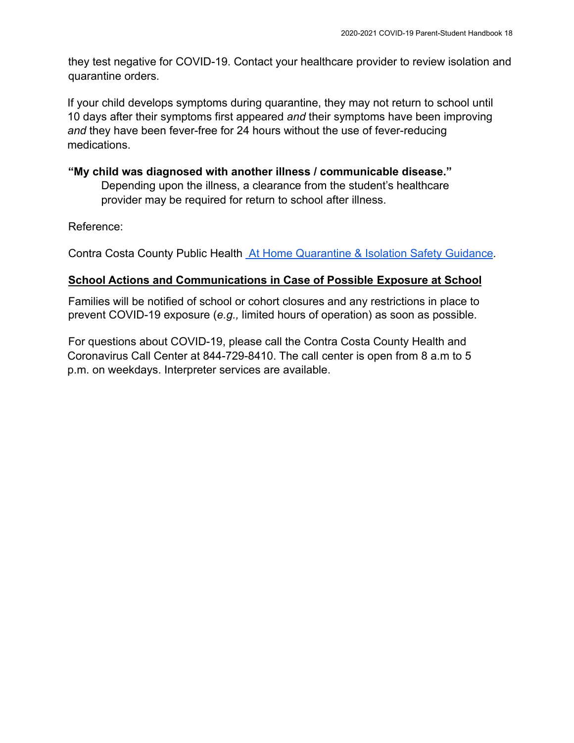they test negative for COVID-19. Contact your healthcare provider to review isolation and quarantine orders.

If your child develops symptoms during quarantine, they may not return to school until 10 days after their symptoms first appeared *and* their symptoms have been improving *and* they have been fever-free for 24 hours without the use of fever-reducing medications.

**"My child was diagnosed with another illness / communicable disease."**

Depending upon the illness, a clearance from the student's healthcare provider may be required for return to school after illness.

Reference:

Contra Costa County Public Health [At Home Quarantine & Isolation Safety Guidance](#).

## School Actions and Communications in Case of Possible Exposure at School

Families will be notified of school or cohort closures and any restrictions in place to prevent COVID-19 exposure (*e.g.,* limited hours of operation) as soon as possible.

For questions about COVID-19, please call the Contra Costa County Health and Coronavirus Call Center at 844-729-8410. The call center is open from 8 a.m to 5 p.m. on weekdays. Interpreter services are available.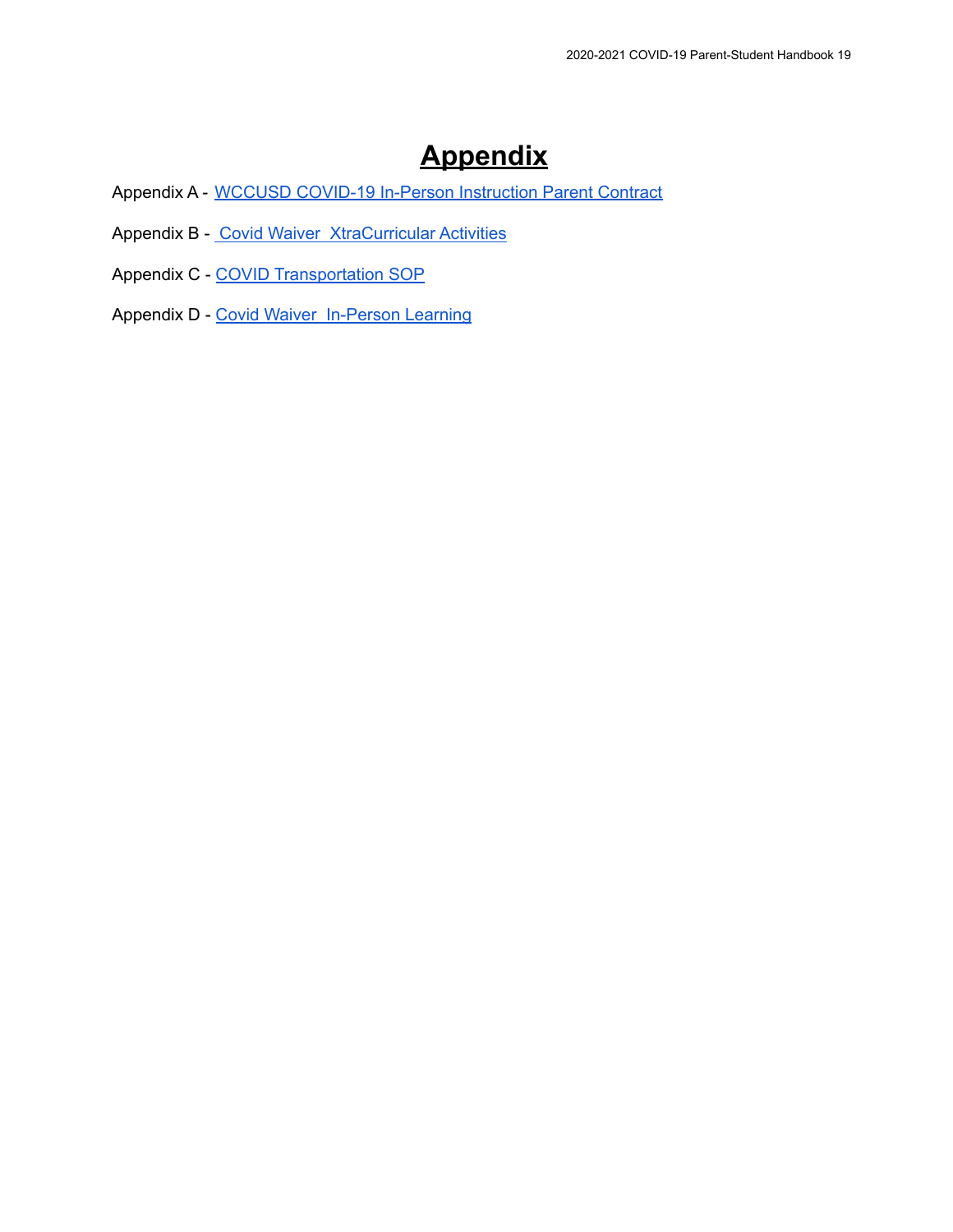# Appendix

Appendix A - WCCUSD COVID-19 In-Person Instruction Parent Contract

Appendix B - Covid Waiver XtraCurricular Activities

Appendix C - COVID Transportation SOP

Appendix D - Covid Waiver In-Person Learning